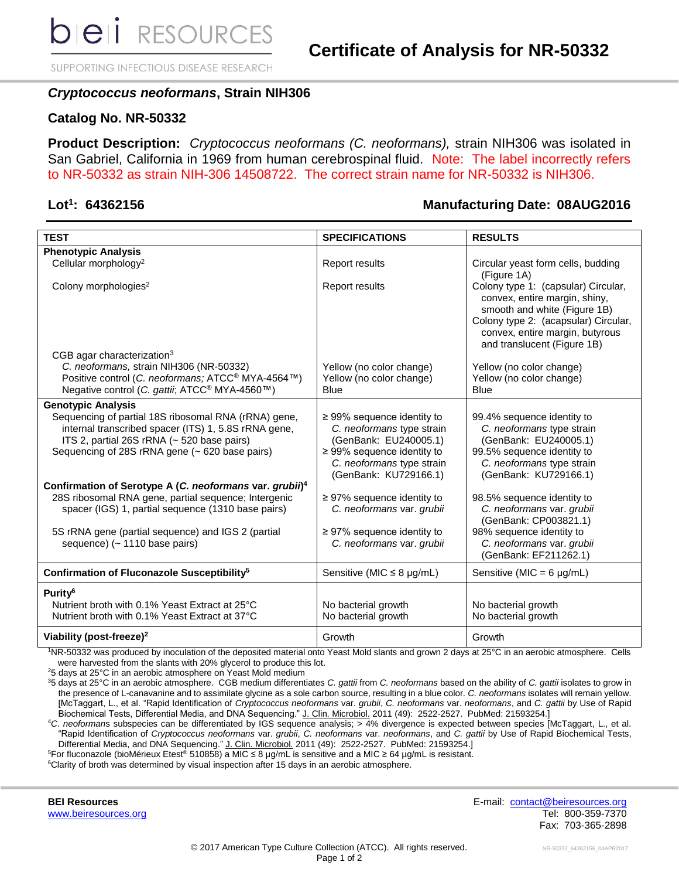# Certificate of Analysis for NR-50332

## *Cryptococcus neoformans*, Strain NIH306

## Catalog No. NR-50332

**Product Description:** *Cryptococcus neoformans (C. neoformans),* strain NIH306 was isolated in San Gabriel, California in 1969 from human cerebrospinal fluid. Note: The label incorrectly refers to NR-50332 as strain NIH-306 14508722. The correct strain name for NR-50332 is NIH306.

**Lot[1]: 64362156** **Manufacturing Date: 08AUG2016**

| TEST | SPECIFICATIONS | RESULTS |
|---|---|---|
| **Phenotypic Analysis** | | |
| Cellular morphology[2] | Report results | Circular yeast form cells, budding (Figure 1A) |
| Colony morphologies[2] | Report results | Colony type 1: (capsular) Circular, convex, entire margin, shiny, smooth and white (Figure 1B)<br>Colony type 2: (acapsular) Circular, convex, entire margin, butyrous and translucent (Figure 1B) |
| CGB agar characterization[3] | | |
| *C. neoformans,* strain NIH306 (NR-50332) | Yellow (no color change) | Yellow (no color change) |
| Positive control (*C. neoformans;* ATCC® MYA-4564™) | Yellow (no color change) | Yellow (no color change) |
| Negative control (*C. gattii*; ATCC® MYA-4560™) | Blue | Blue |
| **Genotypic Analysis** | | |
| Sequencing of partial 18S ribosomal RNA (rRNA) gene, internal transcribed spacer (ITS) 1, 5.8S rRNA gene, ITS 2, partial 26S rRNA (~ 520 base pairs) | ≥ 99% sequence identity to *C. neoformans* type strain (GenBank: EU240005.1) | 99.4% sequence identity to *C. neoformans* type strain (GenBank: EU240005.1) |
| Sequencing of 28S rRNA gene (~ 620 base pairs) | ≥ 99% sequence identity to *C. neoformans* type strain (GenBank: KU729166.1) | 99.5% sequence identity to *C. neoformans* type strain (GenBank: KU729166.1) |
| **Confirmation of Serotype A (*C. neoformans* var. *grubii*)[4]** | | |
| 28S ribosomal RNA gene, partial sequence; Intergenic spacer (IGS) 1, partial sequence (1310 base pairs) | ≥ 97% sequence identity to *C. neoformans* var. *grubii* | 98.5% sequence identity to *C. neoformans* var. *grubii* (GenBank: CP003821.1) |
| 5S rRNA gene (partial sequence) and IGS 2 (partial sequence) (~ 1110 base pairs) | ≥ 97% sequence identity to *C. neoformans* var. *grubii* | 98% sequence identity to *C. neoformans* var. *grubii* (GenBank: EF211262.1) |
| **Confirmation of Fluconazole Susceptibility[5]** | Sensitive (MIC ≤ 8 µg/mL) | Sensitive (MIC = 6 µg/mL) |
| **Purity[6]** | | |
| Nutrient broth with 0.1% Yeast Extract at 25°C | No bacterial growth | No bacterial growth |
| Nutrient broth with 0.1% Yeast Extract at 37°C | No bacterial growth | No bacterial growth |
| **Viability (post-freeze)[2]** | Growth | Growth |

[1]NR-50332 was produced by inoculation of the deposited material onto Yeast Mold slants and grown 2 days at 25°C in an aerobic atmosphere. Cells were harvested from the slants with 20% glycerol to produce this lot.

[2]5 days at 25°C in an aerobic atmosphere on Yeast Mold medium

[3]5 days at 25°C in an aerobic atmosphere. CGB medium differentiates *C. gattii* from *C. neoformans* based on the ability of *C. gattii* isolates to grow in the presence of L-canavanine and to assimilate glycine as a sole carbon source, resulting in a blue color. *C. neoformans* isolates will remain yellow. [McTaggart, L., et al. "Rapid Identification of *Cryptococcus neoformans* var. *grubii*, *C. neoformans* var. *neoformans*, and *C. gattii* by Use of Rapid Biochemical Tests, Differential Media, and DNA Sequencing." J. Clin. Microbiol. 2011 (49): 2522-2527. PubMed: 21593254.]

[4]*C. neoformans* subspecies can be differentiated by IGS sequence analysis; > 4% divergence is expected between species [McTaggart, L., et al. "Rapid Identification of *Cryptococcus neoformans* var. *grubii*, *C. neoformans* var. *neoformans*, and *C. gattii* by Use of Rapid Biochemical Tests, Differential Media, and DNA Sequencing." J. Clin. Microbiol. 2011 (49): 2522-2527. PubMed: 21593254.]

[5]For fluconazole (bioMérieux Etest® 510858) a MIC ≤ 8 µg/mL is sensitive and a MIC ≥ 64 µg/mL is resistant.

[6]Clarity of broth was determined by visual inspection after 15 days in an aerobic atmosphere.

**BEI Resources**
www.beiresources.org

E-mail: contact@beiresources.org
Tel: 800-359-7370
Fax: 703-365-2898

© 2017 American Type Culture Collection (ATCC). All rights reserved.

NR-50332_64362156_04APR2017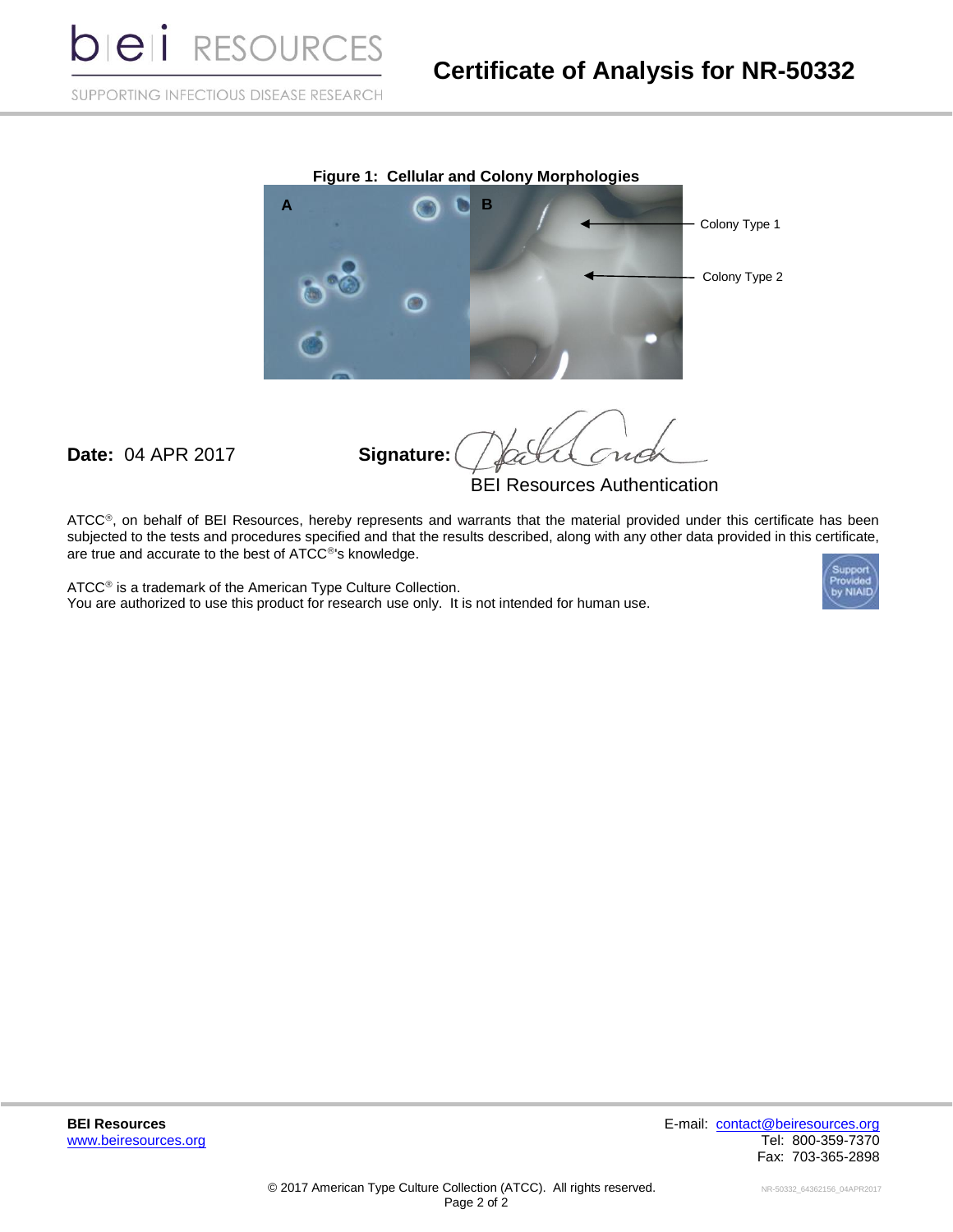# Certificate of Analysis for NR-50332

**Figure 1: Cellular and Colony Morphologies**

A

B

Colony Type 1

Colony Type 2

**Date:** 04 APR 2017

**Signature:**

BEI Resources Authentication

ATCC®, on behalf of BEI Resources, hereby represents and warrants that the material provided under this certificate has been subjected to the tests and procedures specified and that the results described, along with any other data provided in this certificate, are true and accurate to the best of ATCC®'s knowledge.

ATCC® is a trademark of the American Type Culture Collection.
You are authorized to use this product for research use only. It is not intended for human use.

**BEI Resources**
www.beiresources.org

E-mail: contact@beiresources.org
Tel: 800-359-7370
Fax: 703-365-2898

© 2017 American Type Culture Collection (ATCC). All rights reserved.

NR-50332_64362156_04APR2017